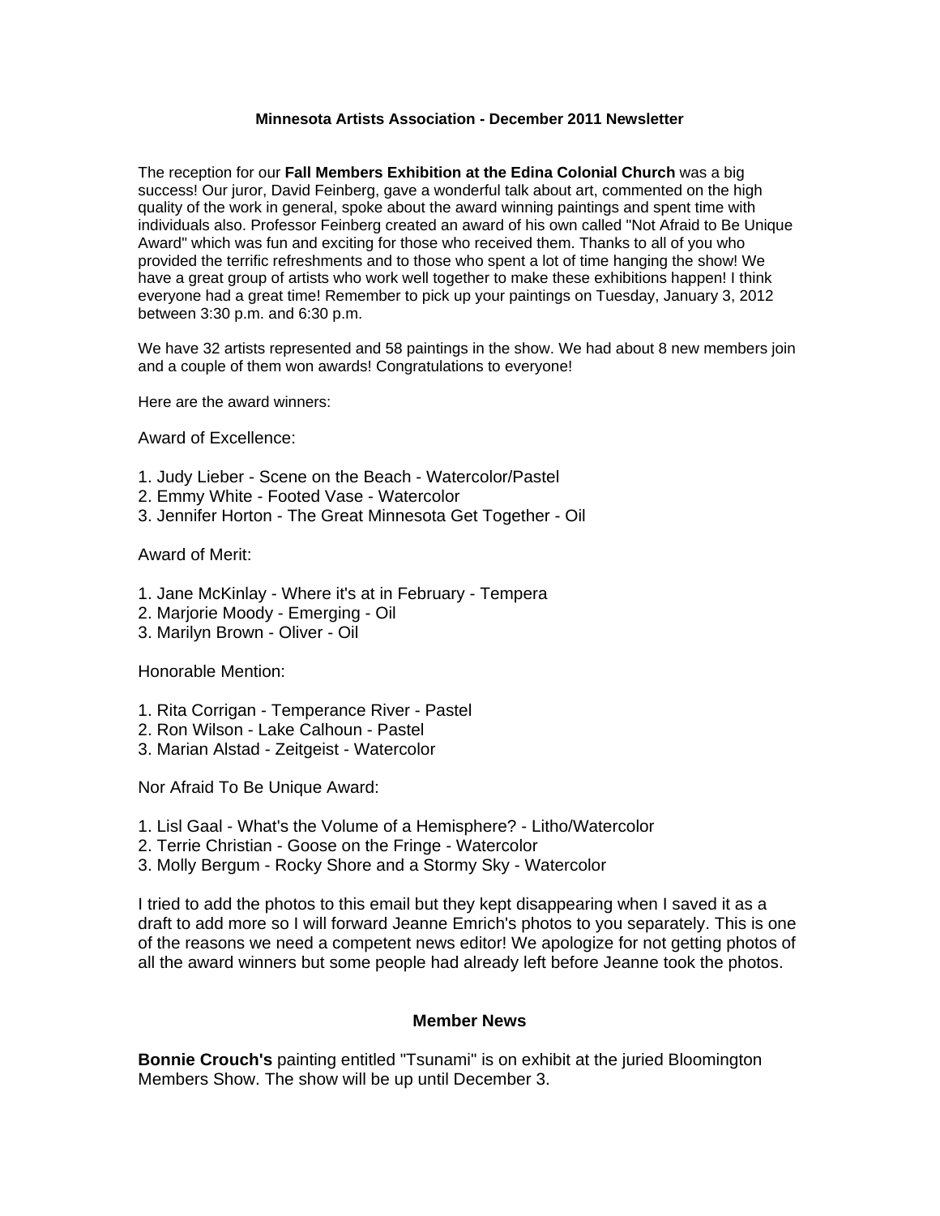# Minnesota Artists Association - December 2011 Newsletter

The reception for our **Fall Members Exhibition at the Edina Colonial Church** was a big success! Our juror, David Feinberg, gave a wonderful talk about art, commented on the high quality of the work in general, spoke about the award winning paintings and spent time with individuals also. Professor Feinberg created an award of his own called "Not Afraid to Be Unique Award" which was fun and exciting for those who received them. Thanks to all of you who provided the terrific refreshments and to those who spent a lot of time hanging the show! We have a great group of artists who work well together to make these exhibitions happen! I think everyone had a great time! Remember to pick up your paintings on Tuesday, January 3, 2012 between 3:30 p.m. and 6:30 p.m.

We have 32 artists represented and 58 paintings in the show. We had about 8 new members join and a couple of them won awards! Congratulations to everyone!

Here are the award winners:

Award of Excellence:

1. Judy Lieber - Scene on the Beach - Watercolor/Pastel
2. Emmy White - Footed Vase - Watercolor
3. Jennifer Horton - The Great Minnesota Get Together - Oil

Award of Merit:

1. Jane McKinlay - Where it's at in February - Tempera
2. Marjorie Moody - Emerging - Oil
3. Marilyn Brown - Oliver - Oil

Honorable Mention:

1. Rita Corrigan - Temperance River - Pastel
2. Ron Wilson - Lake Calhoun - Pastel
3. Marian Alstad - Zeitgeist - Watercolor

Nor Afraid To Be Unique Award:

1. Lisl Gaal - What's the Volume of a Hemisphere? - Litho/Watercolor
2. Terrie Christian - Goose on the Fringe - Watercolor
3. Molly Bergum - Rocky Shore and a Stormy Sky - Watercolor

I tried to add the photos to this email but they kept disappearing when I saved it as a draft to add more so I will forward Jeanne Emrich's photos to you separately. This is one of the reasons we need a competent news editor! We apologize for not getting photos of all the award winners but some people had already left before Jeanne took the photos.

## Member News

**Bonnie Crouch's** painting entitled "Tsunami" is on exhibit at the juried Bloomington Members Show. The show will be up until December 3.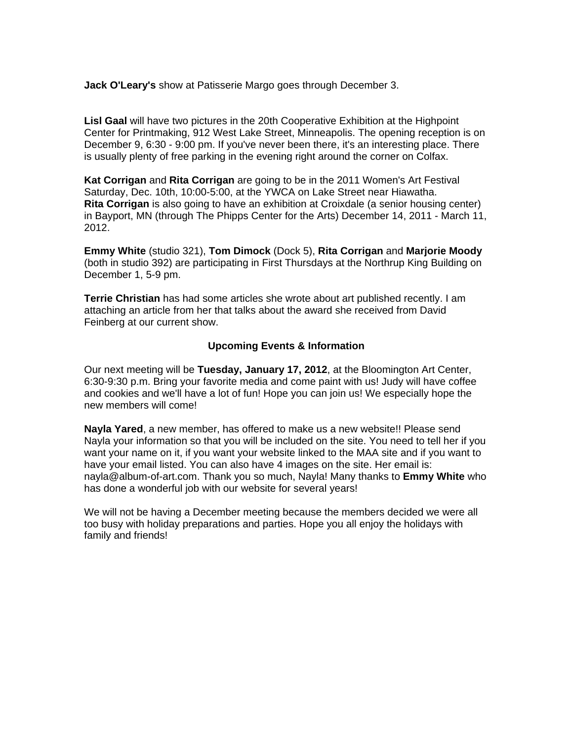**Jack O'Leary's** show at Patisserie Margo goes through December 3.

**Lisl Gaal** will have two pictures in the 20th Cooperative Exhibition at the Highpoint Center for Printmaking, 912 West Lake Street, Minneapolis. The opening reception is on December 9, 6:30 - 9:00 pm. If you've never been there, it's an interesting place. There is usually plenty of free parking in the evening right around the corner on Colfax.

**Kat Corrigan** and **Rita Corrigan** are going to be in the 2011 Women's Art Festival Saturday, Dec. 10th, 10:00-5:00, at the YWCA on Lake Street near Hiawatha.
**Rita Corrigan** is also going to have an exhibition at Croixdale (a senior housing center) in Bayport, MN (through The Phipps Center for the Arts) December 14, 2011 - March 11, 2012.

**Emmy White** (studio 321), **Tom Dimock** (Dock 5), **Rita Corrigan** and **Marjorie Moody** (both in studio 392) are participating in First Thursdays at the Northrup King Building on December 1, 5-9 pm.

**Terrie Christian** has had some articles she wrote about art published recently. I am attaching an article from her that talks about the award she received from David Feinberg at our current show.

## Upcoming Events & Information

Our next meeting will be **Tuesday, January 17, 2012**, at the Bloomington Art Center, 6:30-9:30 p.m. Bring your favorite media and come paint with us! Judy will have coffee and cookies and we'll have a lot of fun! Hope you can join us! We especially hope the new members will come!

**Nayla Yared**, a new member, has offered to make us a new website!! Please send Nayla your information so that you will be included on the site. You need to tell her if you want your name on it, if you want your website linked to the MAA site and if you want to have your email listed. You can also have 4 images on the site. Her email is: nayla@album-of-art.com. Thank you so much, Nayla! Many thanks to **Emmy White** who has done a wonderful job with our website for several years!

We will not be having a December meeting because the members decided we were all too busy with holiday preparations and parties. Hope you all enjoy the holidays with family and friends!